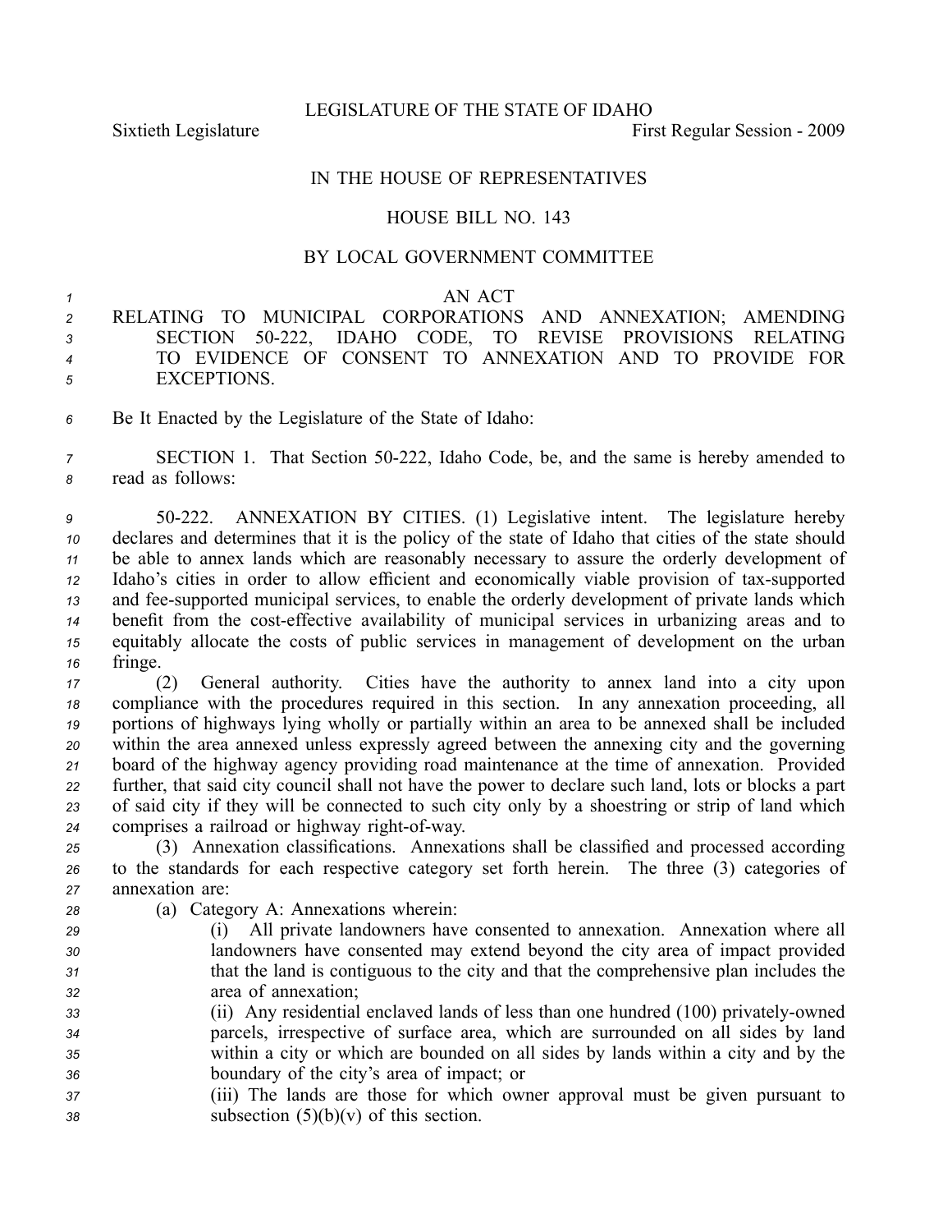LEGISLATURE OF THE STATE OF IDAHO

Sixtieth Legislature First Regular Session - 2009

IN THE HOUSE OF REPRESENTATIVES

HOUSE BILL NO. 143

BY LOCAL GOVERNMENT COMMITTEE

AN ACT

RELATING TO MUNICIPAL CORPORATIONS AND ANNEXATION; AMENDING SECTION 50-222, IDAHO CODE, TO REVISE PROVISIONS RELATING TO EVIDENCE OF CONSENT TO ANNEXATION AND TO PROVIDE FOR EXCEPTIONS.

Be It Enacted by the Legislature of the State of Idaho:

SECTION 1. That Section 50-222, Idaho Code, be, and the same is hereby amended to read as follows:

50-222. ANNEXATION BY CITIES. (1) Legislative intent. The legislature hereby declares and determines that it is the policy of the state of Idaho that cities of the state should be able to annex lands which are reasonably necessary to assure the orderly development of Idaho's cities in order to allow efficient and economically viable provision of tax-supported and fee-supported municipal services, to enable the orderly development of private lands which benefit from the cost-effective availability of municipal services in urbanizing areas and to equitably allocate the costs of public services in management of development on the urban fringe.

(2) General authority. Cities have the authority to annex land into a city upon compliance with the procedures required in this section. In any annexation proceeding, all portions of highways lying wholly or partially within an area to be annexed shall be included within the area annexed unless expressly agreed between the annexing city and the governing board of the highway agency providing road maintenance at the time of annexation. Provided further, that said city council shall not have the power to declare such land, lots or blocks a part of said city if they will be connected to such city only by a shoestring or strip of land which comprises a railroad or highway right-of-way.

(3) Annexation classifications. Annexations shall be classified and processed according to the standards for each respective category set forth herein. The three (3) categories of annexation are:

(a) Category A: Annexations wherein:

(i) All private landowners have consented to annexation. Annexation where all landowners have consented may extend beyond the city area of impact provided that the land is contiguous to the city and that the comprehensive plan includes the area of annexation;

(ii) Any residential enclaved lands of less than one hundred (100) privately-owned parcels, irrespective of surface area, which are surrounded on all sides by land within a city or which are bounded on all sides by lands within a city and by the boundary of the city's area of impact; or

(iii) The lands are those for which owner approval must be given pursuant to subsection (5)(b)(v) of this section.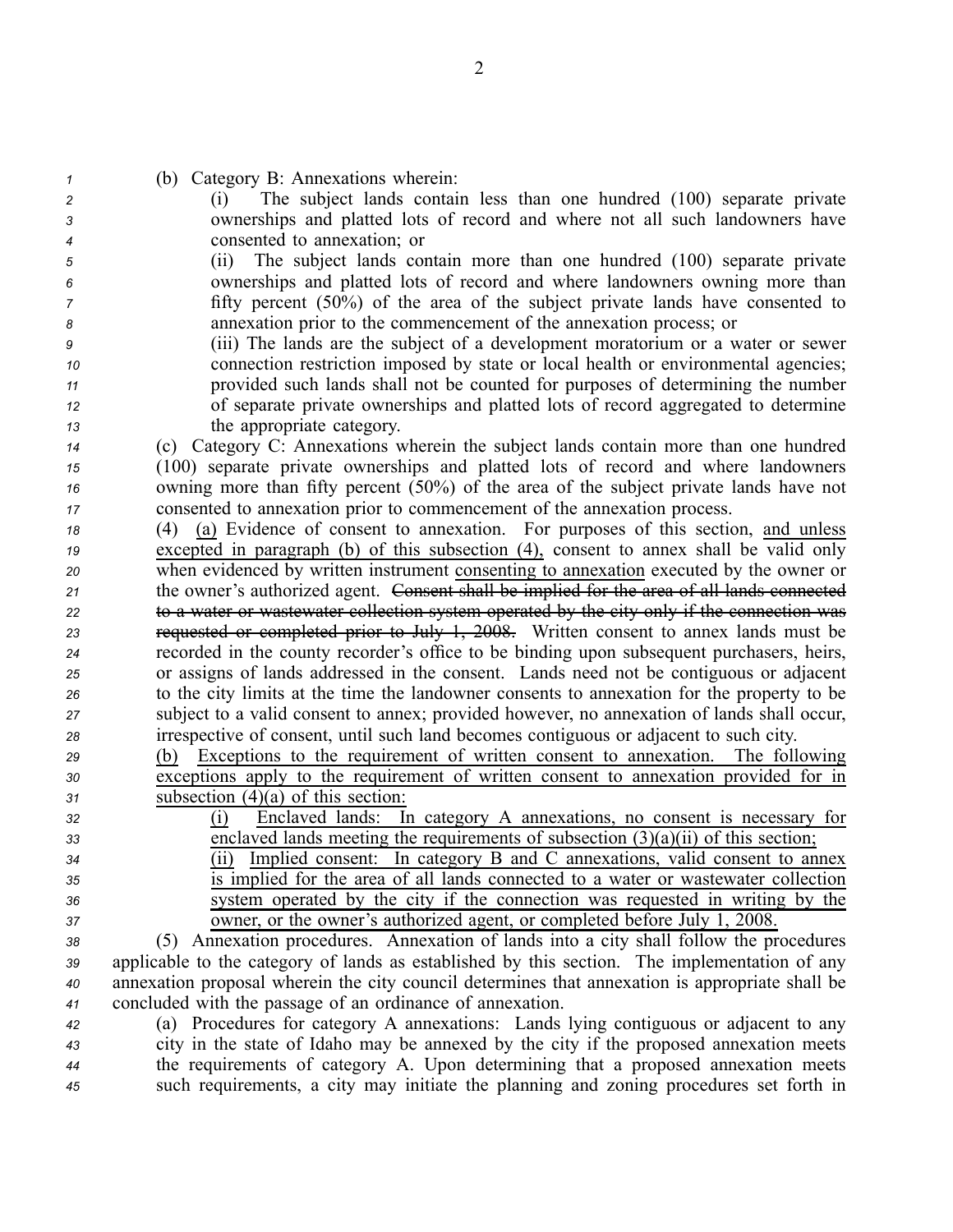(b) Category B: Annexations wherein:

(i) The subject lands contain less than one hundred (100) separate private ownerships and platted lots of record and where not all such landowners have consented to annexation; or

(ii) The subject lands contain more than one hundred (100) separate private ownerships and platted lots of record and where landowners owning more than fifty percent (50%) of the area of the subject private lands have consented to annexation prior to the commencement of the annexation process; or

(iii) The lands are the subject of a development moratorium or a water or sewer connection restriction imposed by state or local health or environmental agencies; provided such lands shall not be counted for purposes of determining the number of separate private ownerships and platted lots of record aggregated to determine the appropriate category.

(c) Category C: Annexations wherein the subject lands contain more than one hundred (100) separate private ownerships and platted lots of record and where landowners owning more than fifty percent (50%) of the area of the subject private lands have not consented to annexation prior to commencement of the annexation process.

(4) <u>(a)</u> Evidence of consent to annexation. For purposes of this section, <u>and unless excepted in paragraph (b) of this subsection (4),</u> consent to annex shall be valid only when evidenced by written instrument <u>consenting to annexation</u> executed by the owner or the owner's authorized agent. ~~Consent shall be implied for the area of all lands connected to a water or wastewater collection system operated by the city only if the connection was requested or completed prior to July 1, 2008.~~ Written consent to annex lands must be recorded in the county recorder's office to be binding upon subsequent purchasers, heirs, or assigns of lands addressed in the consent. Lands need not be contiguous or adjacent to the city limits at the time the landowner consents to annexation for the property to be subject to a valid consent to annex; provided however, no annexation of lands shall occur, irrespective of consent, until such land becomes contiguous or adjacent to such city.

<u>(b) Exceptions to the requirement of written consent to annexation. The following exceptions apply to the requirement of written consent to annexation provided for in subsection (4)(a) of this section:</u>

<u>(i) Enclaved lands: In category A annexations, no consent is necessary for enclaved lands meeting the requirements of subsection (3)(a)(ii) of this section;</u>

<u>(ii) Implied consent: In category B and C annexations, valid consent to annex is implied for the area of all lands connected to a water or wastewater collection system operated by the city if the connection was requested in writing by the owner, or the owner's authorized agent, or completed before July 1, 2008.</u>

(5) Annexation procedures. Annexation of lands into a city shall follow the procedures applicable to the category of lands as established by this section. The implementation of any annexation proposal wherein the city council determines that annexation is appropriate shall be concluded with the passage of an ordinance of annexation.

(a) Procedures for category A annexations: Lands lying contiguous or adjacent to any city in the state of Idaho may be annexed by the city if the proposed annexation meets the requirements of category A. Upon determining that a proposed annexation meets such requirements, a city may initiate the planning and zoning procedures set forth in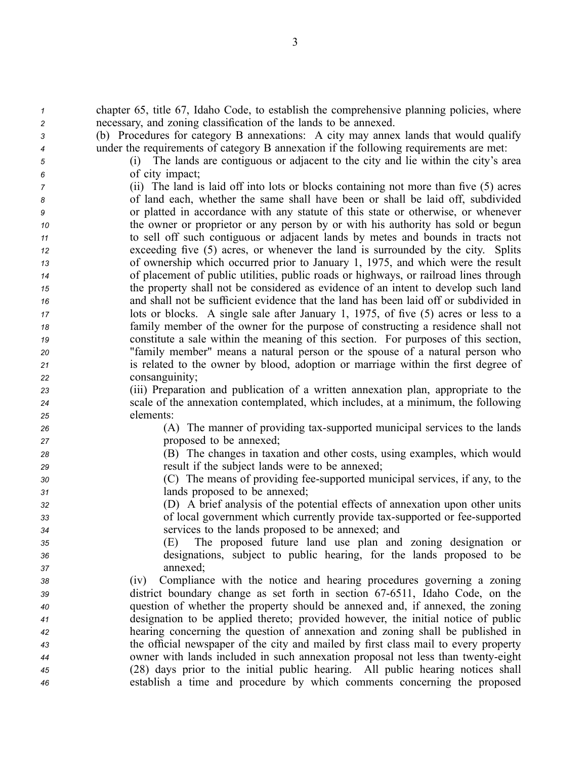chapter 65, title 67, Idaho Code, to establish the comprehensive planning policies, where necessary, and zoning classification of the lands to be annexed.

(b) Procedures for category B annexations: A city may annex lands that would qualify under the requirements of category B annexation if the following requirements are met:

(i) The lands are contiguous or adjacent to the city and lie within the city's area of city impact;

(ii) The land is laid off into lots or blocks containing not more than five (5) acres of land each, whether the same shall have been or shall be laid off, subdivided or platted in accordance with any statute of this state or otherwise, or whenever the owner or proprietor or any person by or with his authority has sold or begun to sell off such contiguous or adjacent lands by metes and bounds in tracts not exceeding five (5) acres, or whenever the land is surrounded by the city. Splits of ownership which occurred prior to January 1, 1975, and which were the result of placement of public utilities, public roads or highways, or railroad lines through the property shall not be considered as evidence of an intent to develop such land and shall not be sufficient evidence that the land has been laid off or subdivided in lots or blocks. A single sale after January 1, 1975, of five (5) acres or less to a family member of the owner for the purpose of constructing a residence shall not constitute a sale within the meaning of this section. For purposes of this section, "family member" means a natural person or the spouse of a natural person who is related to the owner by blood, adoption or marriage within the first degree of consanguinity;

(iii) Preparation and publication of a written annexation plan, appropriate to the scale of the annexation contemplated, which includes, at a minimum, the following elements:

(A) The manner of providing tax-supported municipal services to the lands proposed to be annexed;

(B) The changes in taxation and other costs, using examples, which would result if the subject lands were to be annexed;

(C) The means of providing fee-supported municipal services, if any, to the lands proposed to be annexed;

(D) A brief analysis of the potential effects of annexation upon other units of local government which currently provide tax-supported or fee-supported services to the lands proposed to be annexed; and

(E) The proposed future land use plan and zoning designation or designations, subject to public hearing, for the lands proposed to be annexed;

(iv) Compliance with the notice and hearing procedures governing a zoning district boundary change as set forth in section 67-6511, Idaho Code, on the question of whether the property should be annexed and, if annexed, the zoning designation to be applied thereto; provided however, the initial notice of public hearing concerning the question of annexation and zoning shall be published in the official newspaper of the city and mailed by first class mail to every property owner with lands included in such annexation proposal not less than twenty-eight (28) days prior to the initial public hearing. All public hearing notices shall establish a time and procedure by which comments concerning the proposed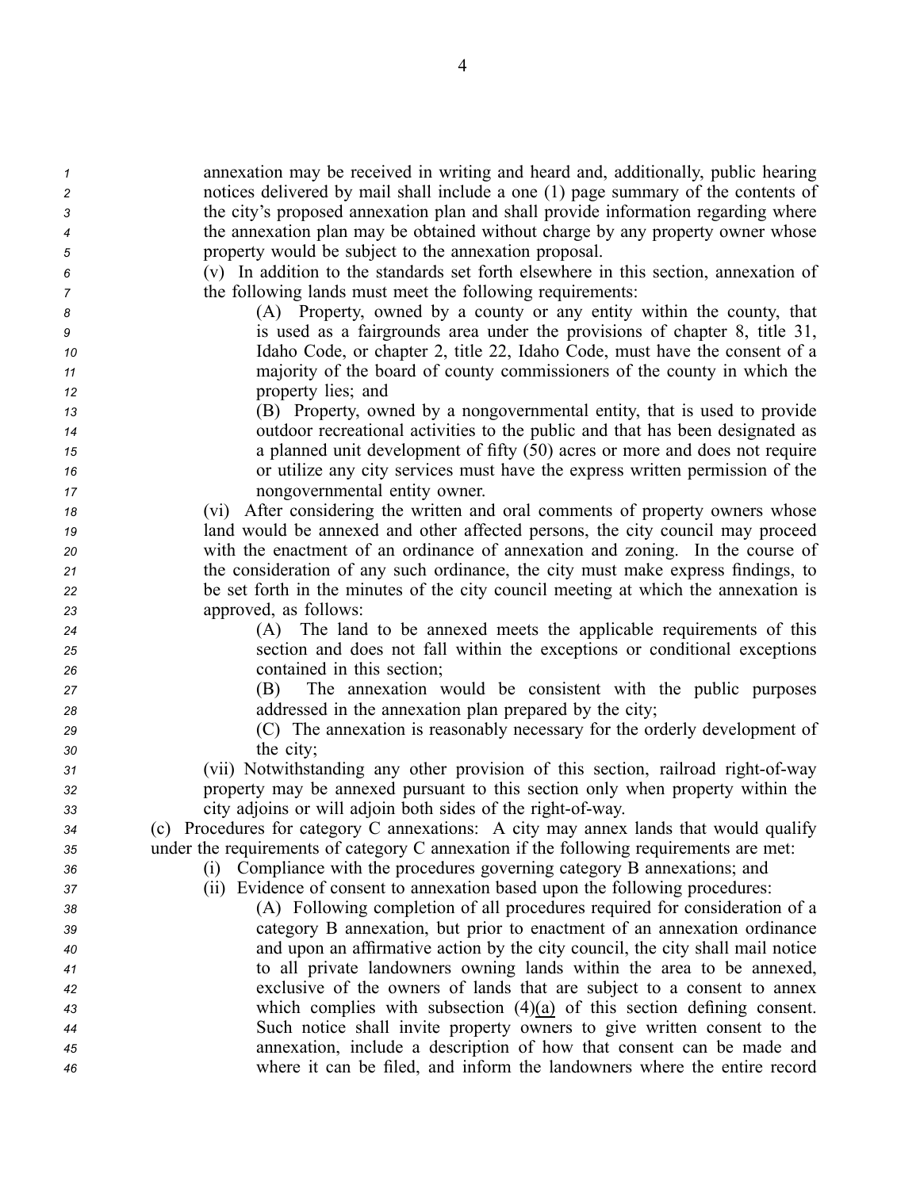annexation may be received in writing and heard and, additionally, public hearing notices delivered by mail shall include a one (1) page summary of the contents of the city's proposed annexation plan and shall provide information regarding where the annexation plan may be obtained without charge by any property owner whose property would be subject to the annexation proposal.

(v) In addition to the standards set forth elsewhere in this section, annexation of the following lands must meet the following requirements:

(A) Property, owned by a county or any entity within the county, that is used as a fairgrounds area under the provisions of chapter 8, title 31, Idaho Code, or chapter 2, title 22, Idaho Code, must have the consent of a majority of the board of county commissioners of the county in which the property lies; and

(B) Property, owned by a nongovernmental entity, that is used to provide outdoor recreational activities to the public and that has been designated as a planned unit development of fifty (50) acres or more and does not require or utilize any city services must have the express written permission of the nongovernmental entity owner.

(vi) After considering the written and oral comments of property owners whose land would be annexed and other affected persons, the city council may proceed with the enactment of an ordinance of annexation and zoning. In the course of the consideration of any such ordinance, the city must make express findings, to be set forth in the minutes of the city council meeting at which the annexation is approved, as follows:

(A) The land to be annexed meets the applicable requirements of this section and does not fall within the exceptions or conditional exceptions contained in this section;

(B) The annexation would be consistent with the public purposes addressed in the annexation plan prepared by the city;

(C) The annexation is reasonably necessary for the orderly development of the city;

(vii) Notwithstanding any other provision of this section, railroad right-of-way property may be annexed pursuant to this section only when property within the city adjoins or will adjoin both sides of the right-of-way.

(c) Procedures for category C annexations: A city may annex lands that would qualify under the requirements of category C annexation if the following requirements are met:

(i) Compliance with the procedures governing category B annexations; and

(ii) Evidence of consent to annexation based upon the following procedures:

(A) Following completion of all procedures required for consideration of a category B annexation, but prior to enactment of an annexation ordinance and upon an affirmative action by the city council, the city shall mail notice to all private landowners owning lands within the area to be annexed, exclusive of the owners of lands that are subject to a consent to annex which complies with subsection (4)(a) of this section defining consent. Such notice shall invite property owners to give written consent to the annexation, include a description of how that consent can be made and where it can be filed, and inform the landowners where the entire record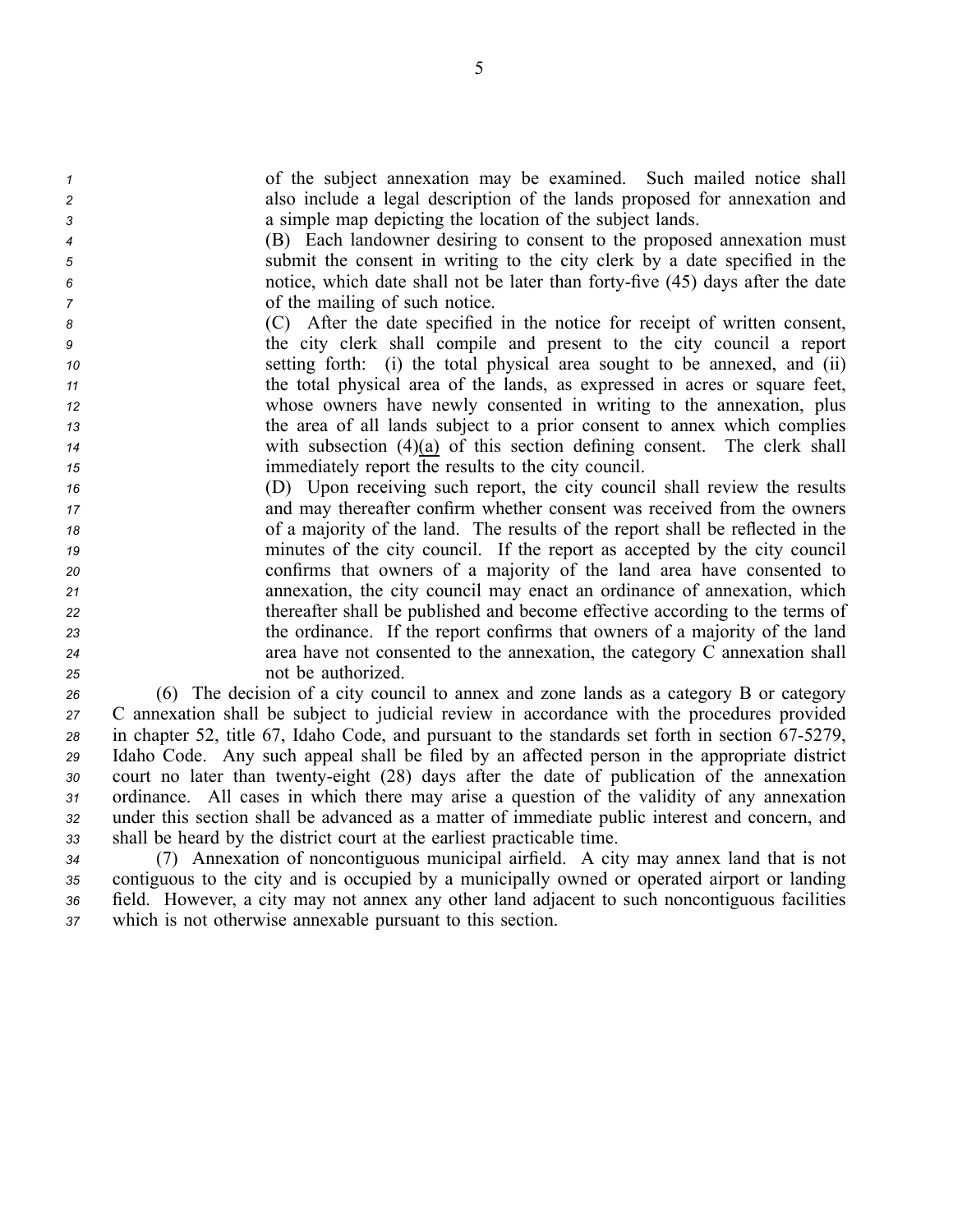of the subject annexation may be examined. Such mailed notice shall also include a legal description of the lands proposed for annexation and a simple map depicting the location of the subject lands.

(B) Each landowner desiring to consent to the proposed annexation must submit the consent in writing to the city clerk by a date specified in the notice, which date shall not be later than forty-five (45) days after the date of the mailing of such notice.

(C) After the date specified in the notice for receipt of written consent, the city clerk shall compile and present to the city council a report setting forth: (i) the total physical area sought to be annexed, and (ii) the total physical area of the lands, as expressed in acres or square feet, whose owners have newly consented in writing to the annexation, plus the area of all lands subject to a prior consent to annex which complies with subsection (4)(a) of this section defining consent. The clerk shall immediately report the results to the city council.

(D) Upon receiving such report, the city council shall review the results and may thereafter confirm whether consent was received from the owners of a majority of the land. The results of the report shall be reflected in the minutes of the city council. If the report as accepted by the city council confirms that owners of a majority of the land area have consented to annexation, the city council may enact an ordinance of annexation, which thereafter shall be published and become effective according to the terms of the ordinance. If the report confirms that owners of a majority of the land area have not consented to the annexation, the category C annexation shall not be authorized.

(6) The decision of a city council to annex and zone lands as a category B or category C annexation shall be subject to judicial review in accordance with the procedures provided in chapter 52, title 67, Idaho Code, and pursuant to the standards set forth in section 67-5279, Idaho Code. Any such appeal shall be filed by an affected person in the appropriate district court no later than twenty-eight (28) days after the date of publication of the annexation ordinance. All cases in which there may arise a question of the validity of any annexation under this section shall be advanced as a matter of immediate public interest and concern, and shall be heard by the district court at the earliest practicable time.

(7) Annexation of noncontiguous municipal airfield. A city may annex land that is not contiguous to the city and is occupied by a municipally owned or operated airport or landing field. However, a city may not annex any other land adjacent to such noncontiguous facilities which is not otherwise annexable pursuant to this section.